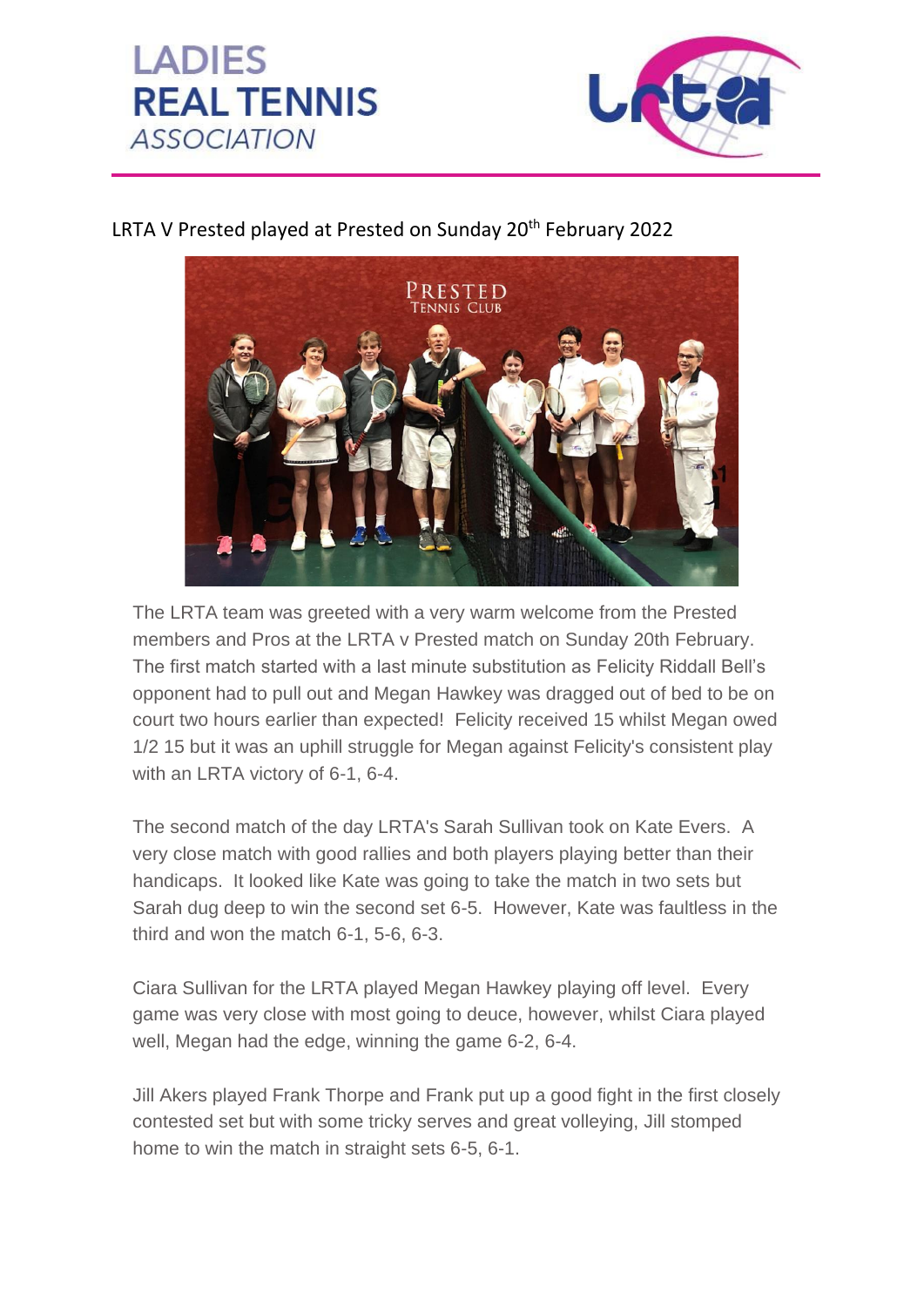# LADIES REAL TENNIS *ASSOCIATION*

LRTA V Prested played at Prested on Sunday 20th February 2022

The LRTA team was greeted with a very warm welcome from the Prested members and Pros at the LRTA v Prested match on Sunday 20th February. The first match started with a last minute substitution as Felicity Riddall Bell's opponent had to pull out and Megan Hawkey was dragged out of bed to be on court two hours earlier than expected! Felicity received 15 whilst Megan owed 1/2 15 but it was an uphill struggle for Megan against Felicity's consistent play with an LRTA victory of 6-1, 6-4.

The second match of the day LRTA's Sarah Sullivan took on Kate Evers. A very close match with good rallies and both players playing better than their handicaps. It looked like Kate was going to take the match in two sets but Sarah dug deep to win the second set 6-5. However, Kate was faultless in the third and won the match 6-1, 5-6, 6-3.

Ciara Sullivan for the LRTA played Megan Hawkey playing off level. Every game was very close with most going to deuce, however, whilst Ciara played well, Megan had the edge, winning the game 6-2, 6-4.

Jill Akers played Frank Thorpe and Frank put up a good fight in the first closely contested set but with some tricky serves and great volleying, Jill stomped home to win the match in straight sets 6-5, 6-1.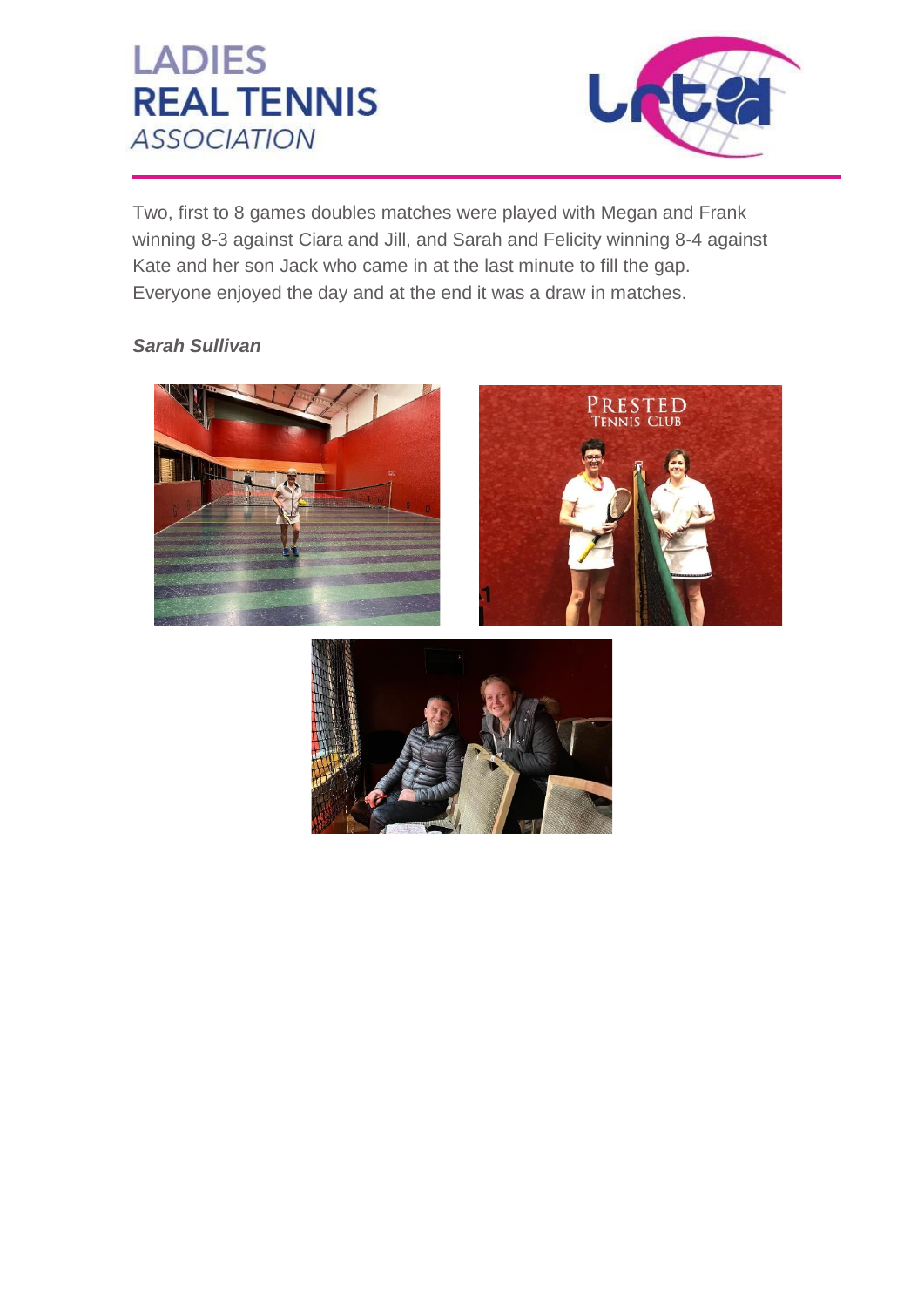Two, first to 8 games doubles matches were played with Megan and Frank winning 8-3 against Ciara and Jill, and Sarah and Felicity winning 8-4 against Kate and her son Jack who came in at the last minute to fill the gap. Everyone enjoyed the day and at the end it was a draw in matches.

***Sarah Sullivan***